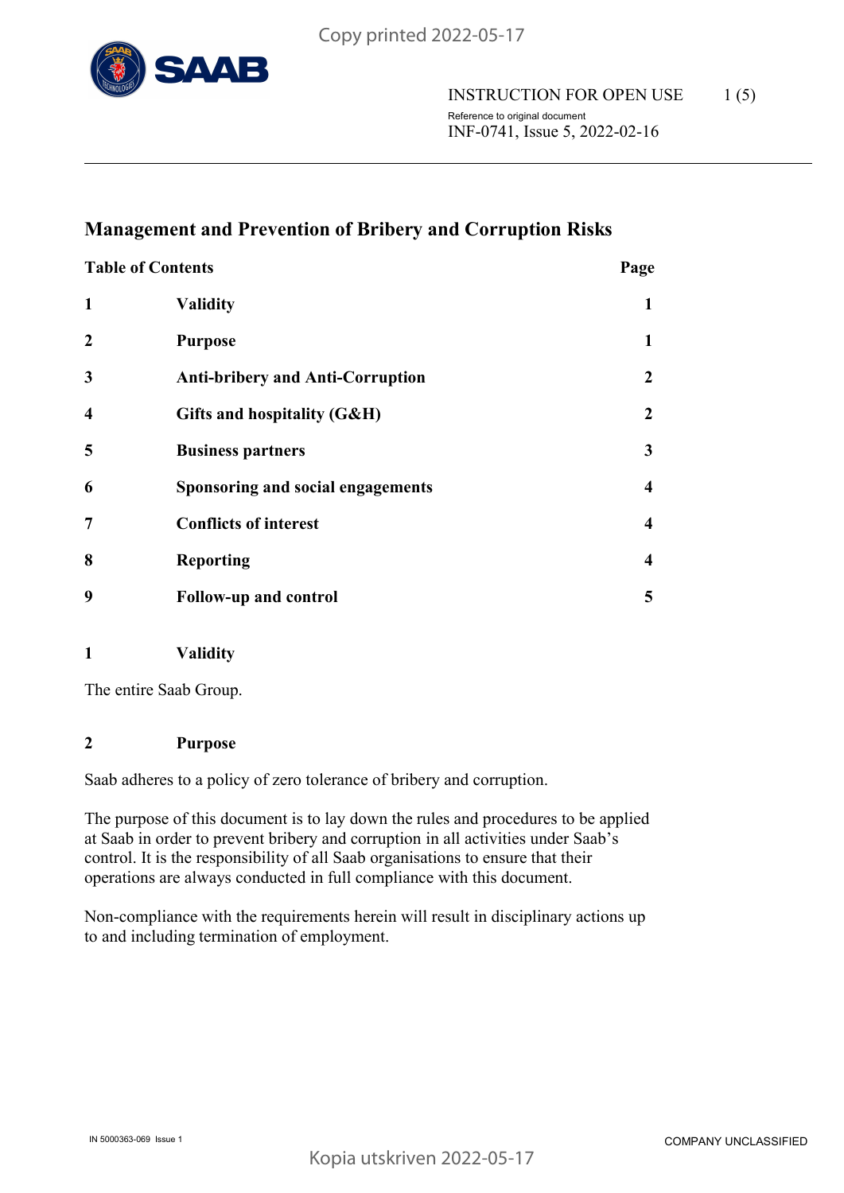# Management and Prevention of Bribery and Corruption Risks

| Table of Contents | | Page |
|---|---|---|
| 1 | Validity | 1 |
| 2 | Purpose | 1 |
| 3 | Anti-bribery and Anti-Corruption | 2 |
| 4 | Gifts and hospitality (G&H) | 2 |
| 5 | Business partners | 3 |
| 6 | Sponsoring and social engagements | 4 |
| 7 | Conflicts of interest | 4 |
| 8 | Reporting | 4 |
| 9 | Follow-up and control | 5 |

## 1 Validity

The entire Saab Group.

## 2 Purpose

Saab adheres to a policy of zero tolerance of bribery and corruption.

The purpose of this document is to lay down the rules and procedures to be applied at Saab in order to prevent bribery and corruption in all activities under Saab's control. It is the responsibility of all Saab organisations to ensure that their operations are always conducted in full compliance with this document.

Non-compliance with the requirements herein will result in disciplinary actions up to and including termination of employment.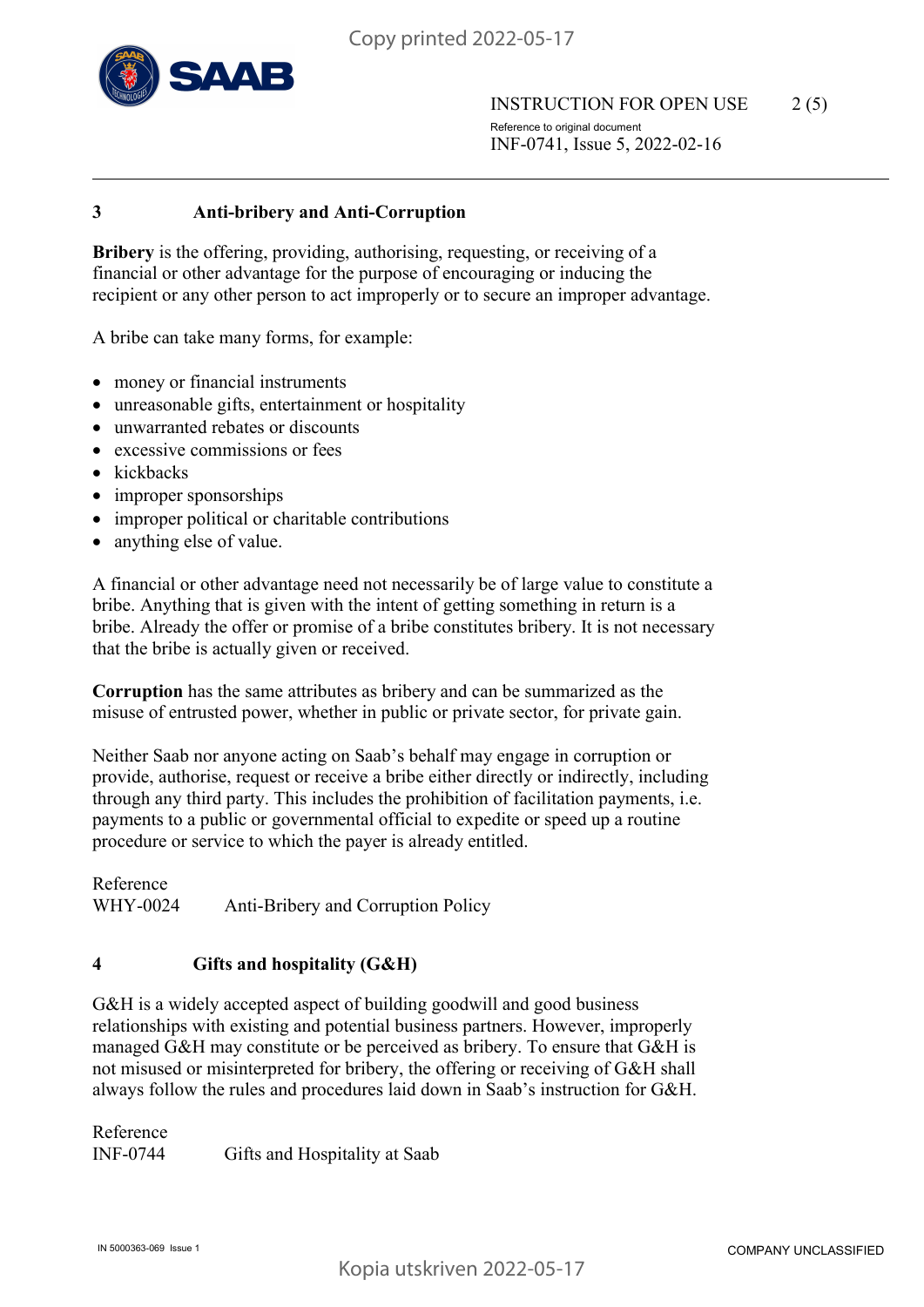## 3 Anti-bribery and Anti-Corruption

**Bribery** is the offering, providing, authorising, requesting, or receiving of a financial or other advantage for the purpose of encouraging or inducing the recipient or any other person to act improperly or to secure an improper advantage.

A bribe can take many forms, for example:

- money or financial instruments
- unreasonable gifts, entertainment or hospitality
- unwarranted rebates or discounts
- excessive commissions or fees
- kickbacks
- improper sponsorships
- improper political or charitable contributions
- anything else of value.

A financial or other advantage need not necessarily be of large value to constitute a bribe. Anything that is given with the intent of getting something in return is a bribe. Already the offer or promise of a bribe constitutes bribery. It is not necessary that the bribe is actually given or received.

**Corruption** has the same attributes as bribery and can be summarized as the misuse of entrusted power, whether in public or private sector, for private gain.

Neither Saab nor anyone acting on Saab's behalf may engage in corruption or provide, authorise, request or receive a bribe either directly or indirectly, including through any third party. This includes the prohibition of facilitation payments, i.e. payments to a public or governmental official to expedite or speed up a routine procedure or service to which the payer is already entitled.

Reference
WHY-0024 Anti-Bribery and Corruption Policy

## 4 Gifts and hospitality (G&H)

G&H is a widely accepted aspect of building goodwill and good business relationships with existing and potential business partners. However, improperly managed G&H may constitute or be perceived as bribery. To ensure that G&H is not misused or misinterpreted for bribery, the offering or receiving of G&H shall always follow the rules and procedures laid down in Saab's instruction for G&H.

Reference
INF-0744 Gifts and Hospitality at Saab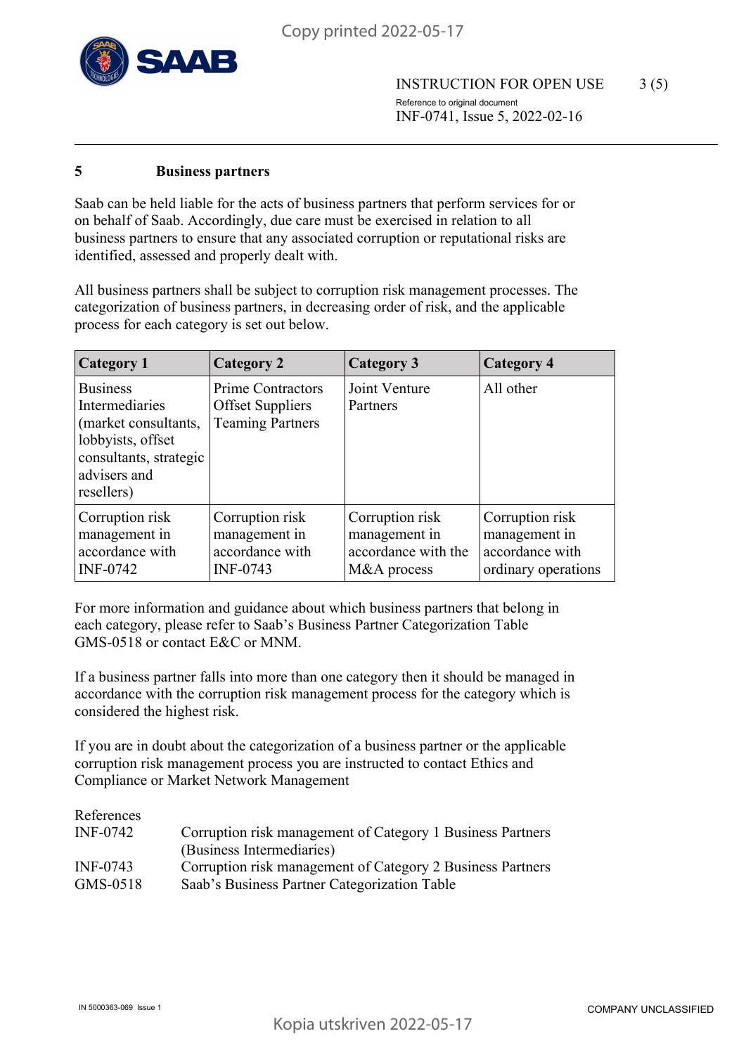## 5 Business partners

Saab can be held liable for the acts of business partners that perform services for or on behalf of Saab. Accordingly, due care must be exercised in relation to all business partners to ensure that any associated corruption or reputational risks are identified, assessed and properly dealt with.

All business partners shall be subject to corruption risk management processes. The categorization of business partners, in decreasing order of risk, and the applicable process for each category is set out below.

| Category 1 | Category 2 | Category 3 | Category 4 |
|---|---|---|---|
| Business Intermediaries (market consultants, lobbyists, offset consultants, strategic advisers and resellers) | Prime Contractors<br>Offset Suppliers<br>Teaming Partners | Joint Venture Partners | All other |
| Corruption risk management in accordance with INF-0742 | Corruption risk management in accordance with INF-0743 | Corruption risk management in accordance with the M&A process | Corruption risk management in accordance with ordinary operations |

For more information and guidance about which business partners that belong in each category, please refer to Saab's Business Partner Categorization Table GMS-0518 or contact E&C or MNM.

If a business partner falls into more than one category then it should be managed in accordance with the corruption risk management process for the category which is considered the highest risk.

If you are in doubt about the categorization of a business partner or the applicable corruption risk management process you are instructed to contact Ethics and Compliance or Market Network Management

References

| | |
|---|---|
| INF-0742 | Corruption risk management of Category 1 Business Partners (Business Intermediaries) |
| INF-0743 | Corruption risk management of Category 2 Business Partners |
| GMS-0518 | Saab's Business Partner Categorization Table |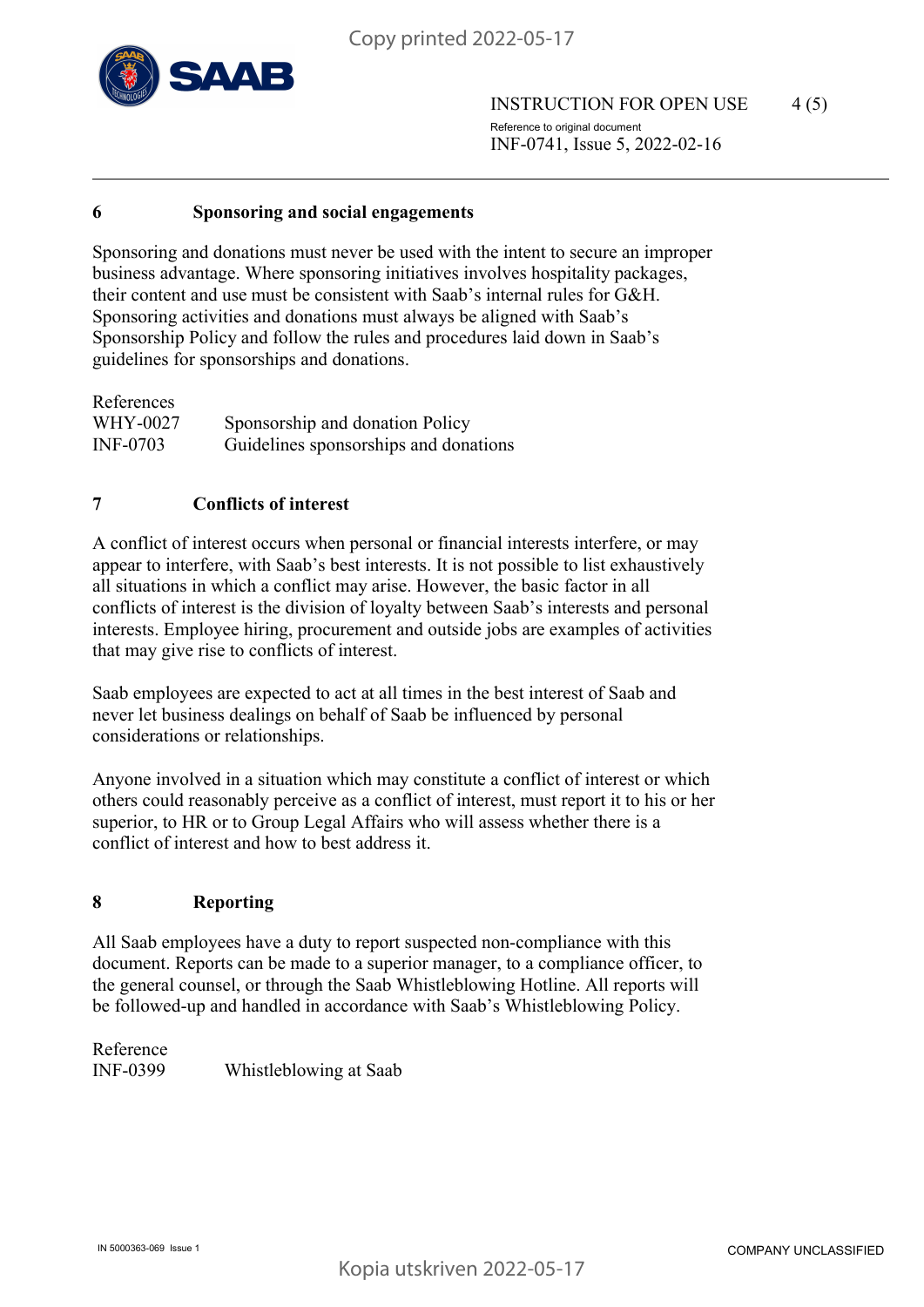## 6 Sponsoring and social engagements

Sponsoring and donations must never be used with the intent to secure an improper business advantage. Where sponsoring initiatives involves hospitality packages, their content and use must be consistent with Saab's internal rules for G&H. Sponsoring activities and donations must always be aligned with Saab's Sponsorship Policy and follow the rules and procedures laid down in Saab's guidelines for sponsorships and donations.

References

| | |
|---|---|
| WHY-0027 | Sponsorship and donation Policy |
| INF-0703 | Guidelines sponsorships and donations |

## 7 Conflicts of interest

A conflict of interest occurs when personal or financial interests interfere, or may appear to interfere, with Saab's best interests. It is not possible to list exhaustively all situations in which a conflict may arise. However, the basic factor in all conflicts of interest is the division of loyalty between Saab's interests and personal interests. Employee hiring, procurement and outside jobs are examples of activities that may give rise to conflicts of interest.

Saab employees are expected to act at all times in the best interest of Saab and never let business dealings on behalf of Saab be influenced by personal considerations or relationships.

Anyone involved in a situation which may constitute a conflict of interest or which others could reasonably perceive as a conflict of interest, must report it to his or her superior, to HR or to Group Legal Affairs who will assess whether there is a conflict of interest and how to best address it.

## 8 Reporting

All Saab employees have a duty to report suspected non-compliance with this document. Reports can be made to a superior manager, to a compliance officer, to the general counsel, or through the Saab Whistleblowing Hotline. All reports will be followed-up and handled in accordance with Saab's Whistleblowing Policy.

Reference

| | |
|---|---|
| INF-0399 | Whistleblowing at Saab |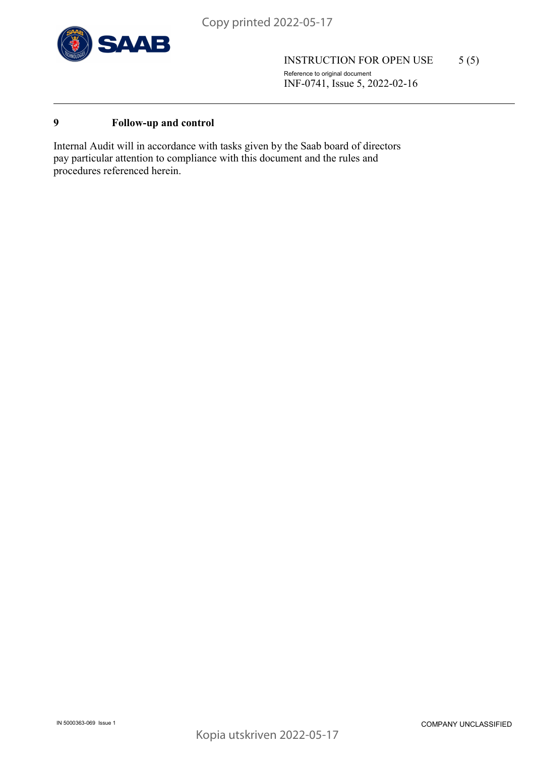## 9 Follow-up and control

Internal Audit will in accordance with tasks given by the Saab board of directors pay particular attention to compliance with this document and the rules and procedures referenced herein.